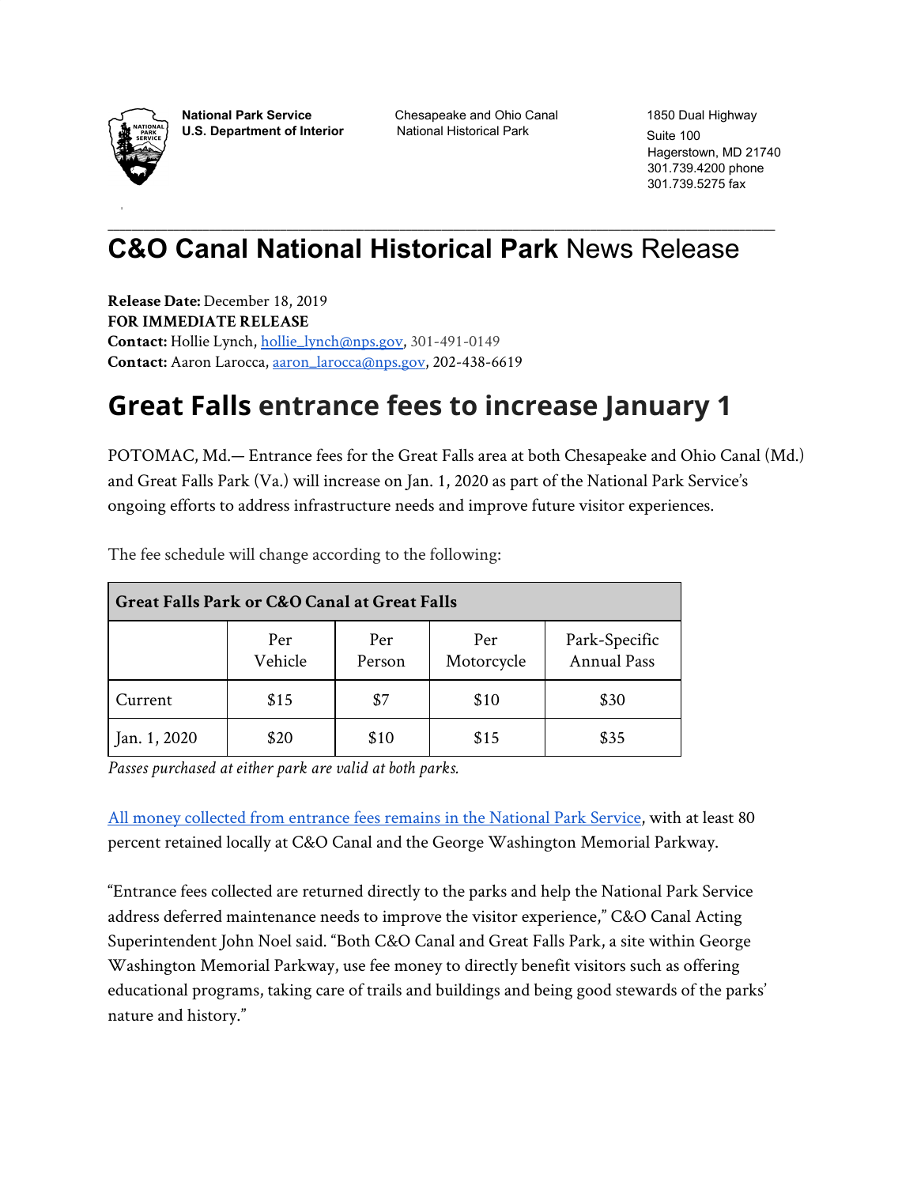**National Park Service**
**U.S. Department of Interior**

Chesapeake and Ohio Canal
National Historical Park

1850 Dual Highway
Suite 100
Hagerstown, MD 21740
301.739.4200 phone
301.739.5275 fax

# **C&O Canal National Historical Park** News Release

**Release Date:** December 18, 2019
**FOR IMMEDIATE RELEASE**
**Contact:** Hollie Lynch, hollie_lynch@nps.gov, 301-491-0149
**Contact:** Aaron Larocca, aaron_larocca@nps.gov, 202-438-6619

## Great Falls entrance fees to increase January 1

POTOMAC, Md.— Entrance fees for the Great Falls area at both Chesapeake and Ohio Canal (Md.) and Great Falls Park (Va.) will increase on Jan. 1, 2020 as part of the National Park Service's ongoing efforts to address infrastructure needs and improve future visitor experiences.

The fee schedule will change according to the following:

| Great Falls Park or C&O Canal at Great Falls | | | | |
|---|---|---|---|---|
| | Per Vehicle | Per Person | Per Motorcycle | Park-Specific Annual Pass |
| Current | $15 | $7 | $10 | $30 |
| Jan. 1, 2020 | $20 | $10 | $15 | $35 |

*Passes purchased at either park are valid at both parks.*

All money collected from entrance fees remains in the National Park Service, with at least 80 percent retained locally at C&O Canal and the George Washington Memorial Parkway.

"Entrance fees collected are returned directly to the parks and help the National Park Service address deferred maintenance needs to improve the visitor experience," C&O Canal Acting Superintendent John Noel said. "Both C&O Canal and Great Falls Park, a site within George Washington Memorial Parkway, use fee money to directly benefit visitors such as offering educational programs, taking care of trails and buildings and being good stewards of the parks' nature and history."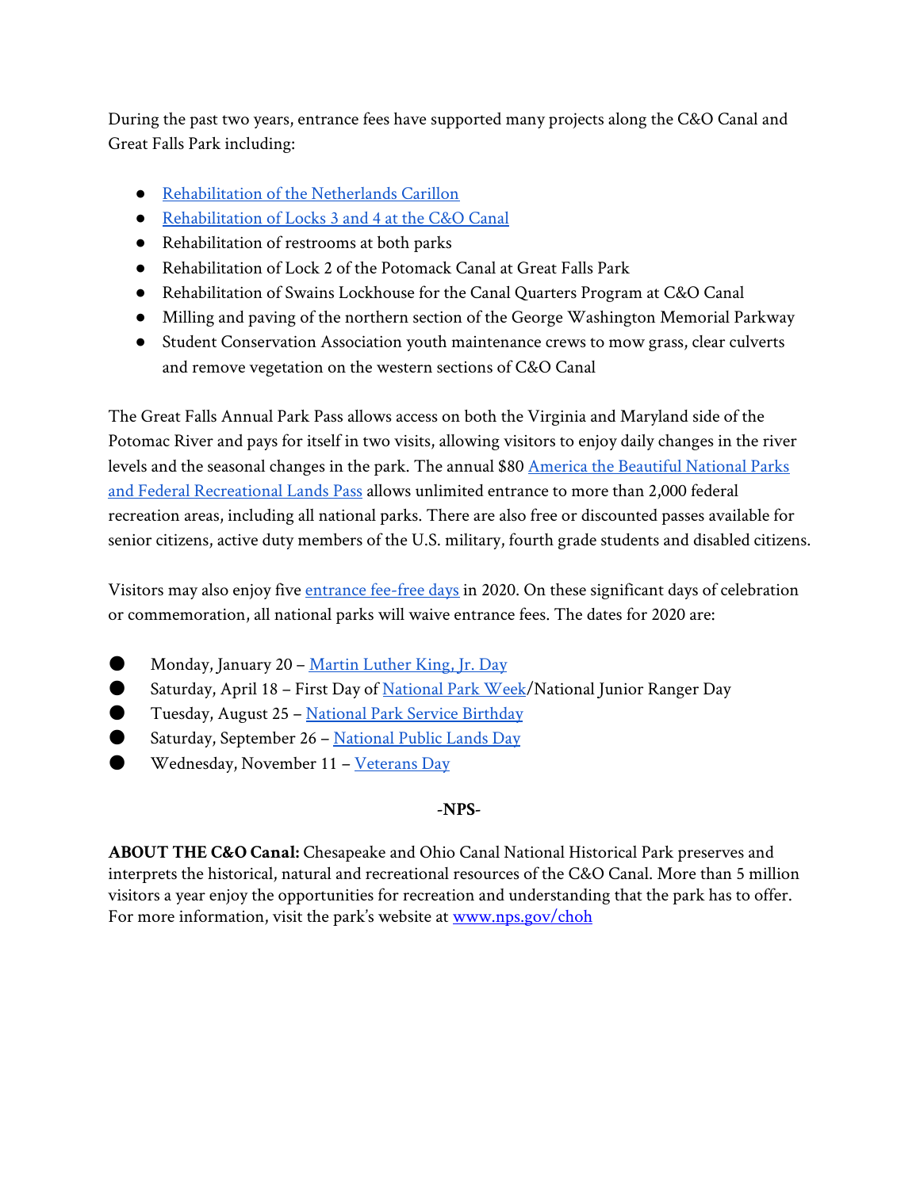During the past two years, entrance fees have supported many projects along the C&O Canal and Great Falls Park including:

- Rehabilitation of the Netherlands Carillon
- Rehabilitation of Locks 3 and 4 at the C&O Canal
- Rehabilitation of restrooms at both parks
- Rehabilitation of Lock 2 of the Potomack Canal at Great Falls Park
- Rehabilitation of Swains Lockhouse for the Canal Quarters Program at C&O Canal
- Milling and paving of the northern section of the George Washington Memorial Parkway
- Student Conservation Association youth maintenance crews to mow grass, clear culverts and remove vegetation on the western sections of C&O Canal

The Great Falls Annual Park Pass allows access on both the Virginia and Maryland side of the Potomac River and pays for itself in two visits, allowing visitors to enjoy daily changes in the river levels and the seasonal changes in the park. The annual $80 America the Beautiful National Parks and Federal Recreational Lands Pass allows unlimited entrance to more than 2,000 federal recreation areas, including all national parks. There are also free or discounted passes available for senior citizens, active duty members of the U.S. military, fourth grade students and disabled citizens.

Visitors may also enjoy five entrance fee-free days in 2020. On these significant days of celebration or commemoration, all national parks will waive entrance fees. The dates for 2020 are:

- Monday, January 20 – Martin Luther King, Jr. Day
- Saturday, April 18 – First Day of National Park Week/National Junior Ranger Day
- Tuesday, August 25 – National Park Service Birthday
- Saturday, September 26 – National Public Lands Day
- Wednesday, November 11 – Veterans Day

**-NPS-**

**ABOUT THE C&O Canal:** Chesapeake and Ohio Canal National Historical Park preserves and interprets the historical, natural and recreational resources of the C&O Canal. More than 5 million visitors a year enjoy the opportunities for recreation and understanding that the park has to offer. For more information, visit the park's website at www.nps.gov/choh